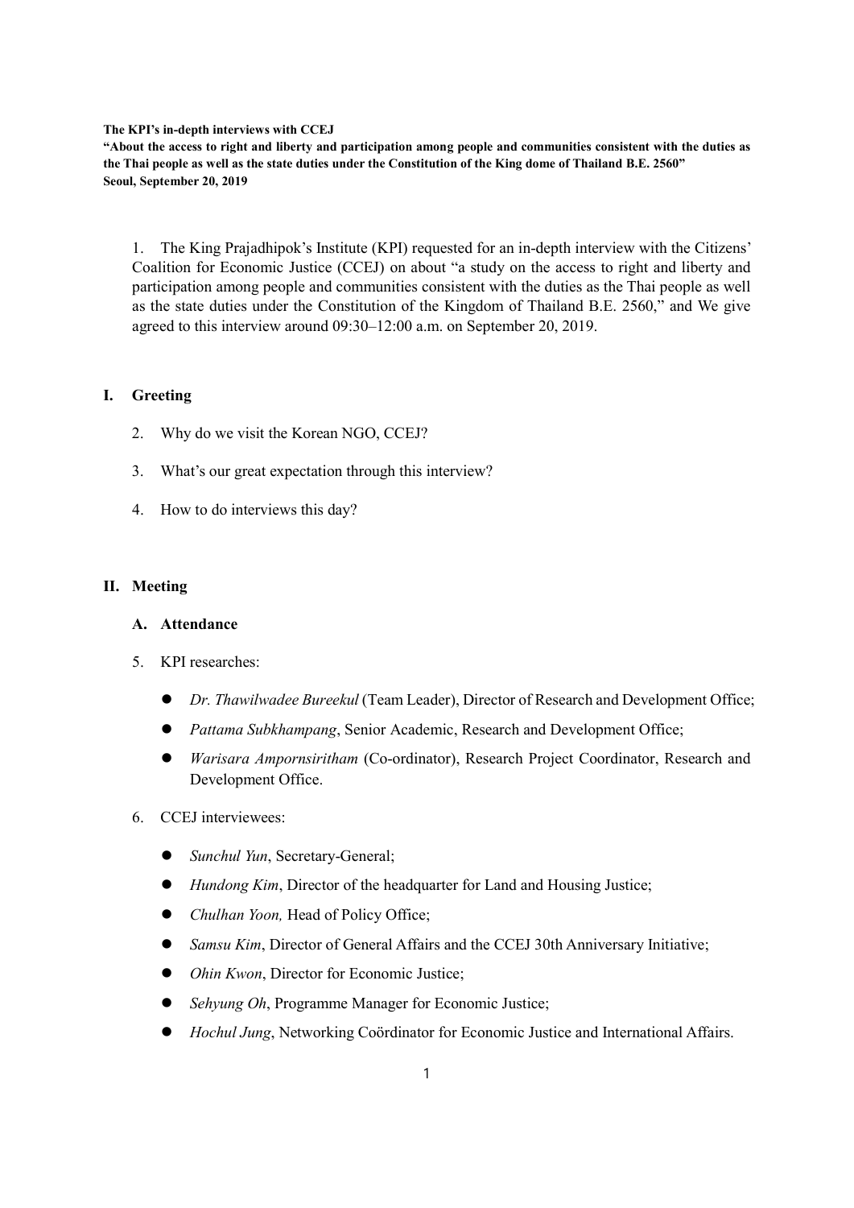**The KPI's in-depth interviews with CCEJ**
**"About the access to right and liberty and participation among people and communities consistent with the duties as the Thai people as well as the state duties under the Constitution of the King dome of Thailand B.E. 2560"**
**Seoul, September 20, 2019**

1. The King Prajadhipok's Institute (KPI) requested for an in-depth interview with the Citizens' Coalition for Economic Justice (CCEJ) on about "a study on the access to right and liberty and participation among people and communities consistent with the duties as the Thai people as well as the state duties under the Constitution of the Kingdom of Thailand B.E. 2560," and We give agreed to this interview around 09:30–12:00 a.m. on September 20, 2019.

## I. Greeting

2. Why do we visit the Korean NGO, CCEJ?

3. What's our great expectation through this interview?

4. How to do interviews this day?

## II. Meeting

### A. Attendance

5. KPI researches:

- *Dr. Thawilwadee Bureekul* (Team Leader), Director of Research and Development Office;
- *Pattama Subkhampang*, Senior Academic, Research and Development Office;
- *Warisara Ampornsiritham* (Co-ordinator), Research Project Coordinator, Research and Development Office.

6. CCEJ interviewees:

- *Sunchul Yun*, Secretary-General;
- *Hundong Kim*, Director of the headquarter for Land and Housing Justice;
- *Chulhan Yoon,* Head of Policy Office;
- *Samsu Kim*, Director of General Affairs and the CCEJ 30th Anniversary Initiative;
- *Ohin Kwon*, Director for Economic Justice;
- *Sehyung Oh*, Programme Manager for Economic Justice;
- *Hochul Jung*, Networking Coördinator for Economic Justice and International Affairs.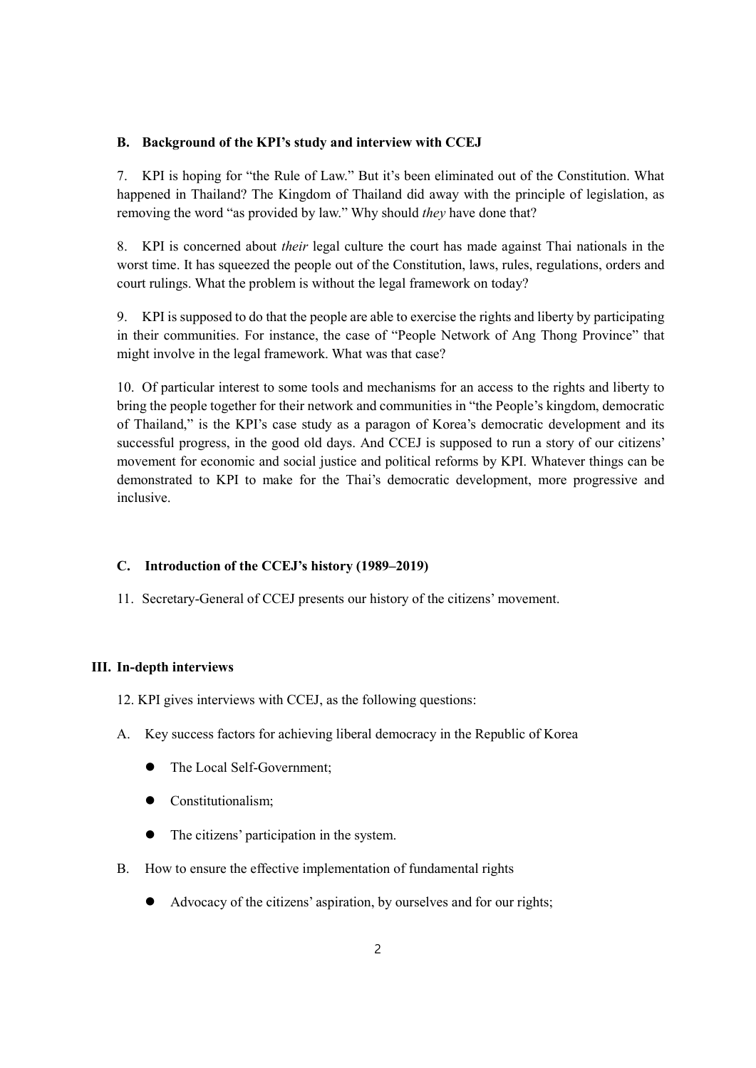### B. Background of the KPI's study and interview with CCEJ

7. KPI is hoping for "the Rule of Law." But it's been eliminated out of the Constitution. What happened in Thailand? The Kingdom of Thailand did away with the principle of legislation, as removing the word "as provided by law." Why should *they* have done that?

8. KPI is concerned about *their* legal culture the court has made against Thai nationals in the worst time. It has squeezed the people out of the Constitution, laws, rules, regulations, orders and court rulings. What the problem is without the legal framework on today?

9. KPI is supposed to do that the people are able to exercise the rights and liberty by participating in their communities. For instance, the case of "People Network of Ang Thong Province" that might involve in the legal framework. What was that case?

10. Of particular interest to some tools and mechanisms for an access to the rights and liberty to bring the people together for their network and communities in "the People's kingdom, democratic of Thailand," is the KPI's case study as a paragon of Korea's democratic development and its successful progress, in the good old days. And CCEJ is supposed to run a story of our citizens' movement for economic and social justice and political reforms by KPI. Whatever things can be demonstrated to KPI to make for the Thai's democratic development, more progressive and inclusive.

### C. Introduction of the CCEJ's history (1989–2019)

11. Secretary-General of CCEJ presents our history of the citizens' movement.

## III. In-depth interviews

12. KPI gives interviews with CCEJ, as the following questions:

A. Key success factors for achieving liberal democracy in the Republic of Korea

- The Local Self-Government;
- Constitutionalism;
- The citizens' participation in the system.

B. How to ensure the effective implementation of fundamental rights

- Advocacy of the citizens' aspiration, by ourselves and for our rights;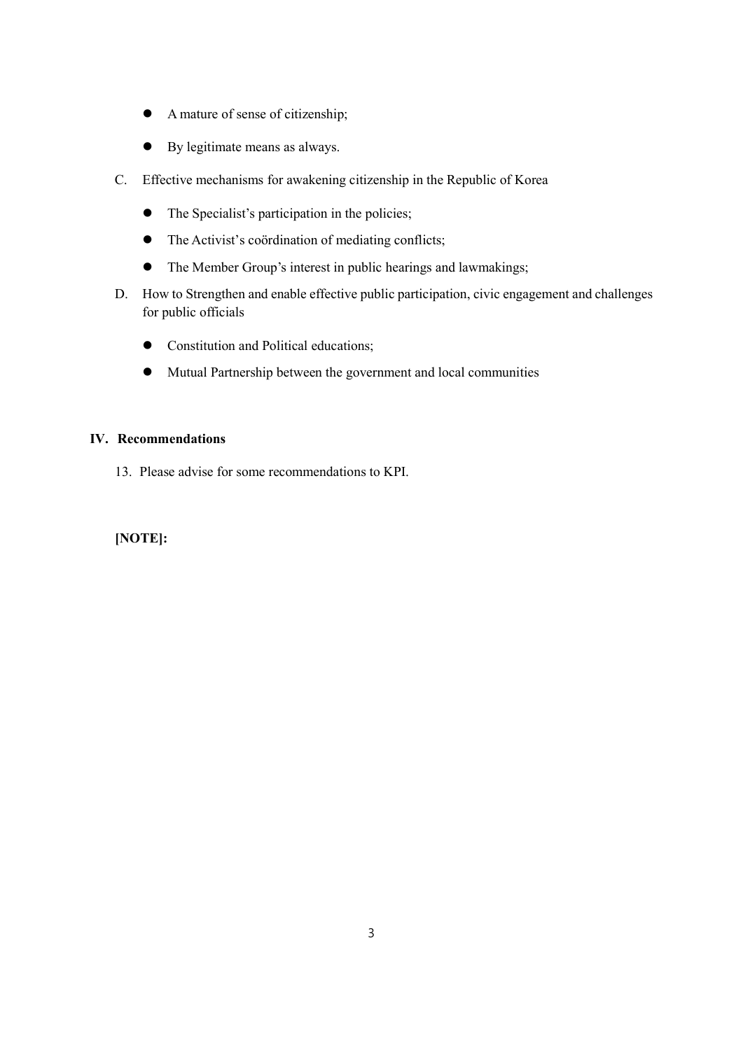- A mature of sense of citizenship;
- By legitimate means as always.

C. Effective mechanisms for awakening citizenship in the Republic of Korea

- The Specialist's participation in the policies;
- The Activist's coördination of mediating conflicts;
- The Member Group's interest in public hearings and lawmakings;

D. How to Strengthen and enable effective public participation, civic engagement and challenges for public officials

- Constitution and Political educations;
- Mutual Partnership between the government and local communities

## IV. Recommendations

13. Please advise for some recommendations to KPI.

**[NOTE]:**